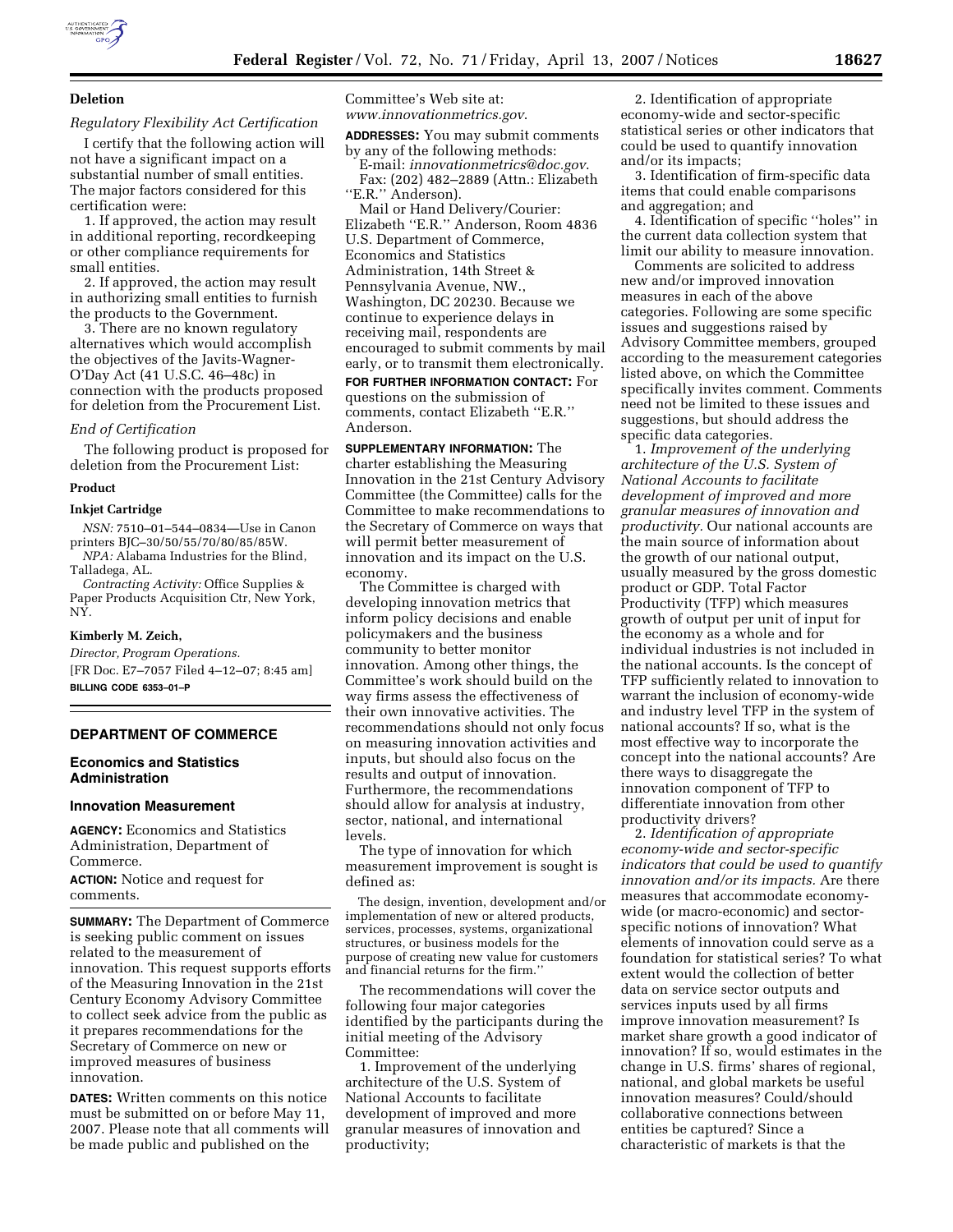## Deletion

*Regulatory Flexibility Act Certification*

I certify that the following action will not have a significant impact on a substantial number of small entities. The major factors considered for this certification were:

1. If approved, the action may result in additional reporting, recordkeeping or other compliance requirements for small entities.

2. If approved, the action may result in authorizing small entities to furnish the products to the Government.

3. There are no known regulatory alternatives which would accomplish the objectives of the Javits-Wagner-O'Day Act (41 U.S.C. 46–48c) in connection with the products proposed for deletion from the Procurement List.

*End of Certification*

The following product is proposed for deletion from the Procurement List:

**Product**

**Inkjet Cartridge**

*NSN:* 7510–01–544–0834—Use in Canon printers BJC–30/50/55/70/80/85/85W.

*NPA:* Alabama Industries for the Blind, Talladega, AL.

*Contracting Activity:* Office Supplies & Paper Products Acquisition Ctr, New York, NY.

**Kimberly M. Zeich,**

*Director, Program Operations.*

[FR Doc. E7–7057 Filed 4–12–07; 8:45 am]

**BILLING CODE 6353–01–P**

---

## DEPARTMENT OF COMMERCE

### Economics and Statistics Administration

### Innovation Measurement

**AGENCY:** Economics and Statistics Administration, Department of Commerce.

**ACTION:** Notice and request for comments.

**SUMMARY:** The Department of Commerce is seeking public comment on issues related to the measurement of innovation. This request supports efforts of the Measuring Innovation in the 21st Century Economy Advisory Committee to collect seek advice from the public as it prepares recommendations for the Secretary of Commerce on new or improved measures of business innovation.

**DATES:** Written comments on this notice must be submitted on or before May 11, 2007. Please note that all comments will be made public and published on the Committee's Web site at: *www.innovationmetrics.gov*.

**ADDRESSES:** You may submit comments by any of the following methods:

E-mail: *innovationmetrics@doc.gov*.

Fax: (202) 482–2889 (Attn.: Elizabeth ''E.R.'' Anderson).

Mail or Hand Delivery/Courier: Elizabeth ''E.R.'' Anderson, Room 4836 U.S. Department of Commerce, Economics and Statistics Administration, 14th Street & Pennsylvania Avenue, NW., Washington, DC 20230. Because we continue to experience delays in receiving mail, respondents are encouraged to submit comments by mail early, or to transmit them electronically.

**FOR FURTHER INFORMATION CONTACT:** For questions on the submission of comments, contact Elizabeth ''E.R.'' Anderson.

**SUPPLEMENTARY INFORMATION:** The charter establishing the Measuring Innovation in the 21st Century Advisory Committee (the Committee) calls for the Committee to make recommendations to the Secretary of Commerce on ways that will permit better measurement of innovation and its impact on the U.S. economy.

The Committee is charged with developing innovation metrics that inform policy decisions and enable policymakers and the business community to better monitor innovation. Among other things, the Committee's work should build on the way firms assess the effectiveness of their own innovative activities. The recommendations should not only focus on measuring innovation activities and inputs, but should also focus on the results and output of innovation. Furthermore, the recommendations should allow for analysis at industry, sector, national, and international levels.

The type of innovation for which measurement improvement is sought is defined as:

> The design, invention, development and/or implementation of new or altered products, services, processes, systems, organizational structures, or business models for the purpose of creating new value for customers and financial returns for the firm.''

The recommendations will cover the following four major categories identified by the participants during the initial meeting of the Advisory Committee:

1. Improvement of the underlying architecture of the U.S. System of National Accounts to facilitate development of improved and more granular measures of innovation and productivity;

2. Identification of appropriate economy-wide and sector-specific statistical series or other indicators that could be used to quantify innovation and/or its impacts;

3. Identification of firm-specific data items that could enable comparisons and aggregation; and

4. Identification of specific ''holes'' in the current data collection system that limit our ability to measure innovation.

Comments are solicited to address new and/or improved innovation measures in each of the above categories. Following are some specific issues and suggestions raised by Advisory Committee members, grouped according to the measurement categories listed above, on which the Committee specifically invites comment. Comments need not be limited to these issues and suggestions, but should address the specific data categories.

1. *Improvement of the underlying architecture of the U.S. System of National Accounts to facilitate development of improved and more granular measures of innovation and productivity.* Our national accounts are the main source of information about the growth of our national output, usually measured by the gross domestic product or GDP. Total Factor Productivity (TFP) which measures growth of output per unit of input for the economy as a whole and for individual industries is not included in the national accounts. Is the concept of TFP sufficiently related to innovation to warrant the inclusion of economy-wide and industry level TFP in the system of national accounts? If so, what is the most effective way to incorporate the concept into the national accounts? Are there ways to disaggregate the innovation component of TFP to differentiate innovation from other productivity drivers?

2. *Identification of appropriate economy-wide and sector-specific indicators that could be used to quantify innovation and/or its impacts.* Are there measures that accommodate economy-wide (or macro-economic) and sector-specific notions of innovation? What elements of innovation could serve as a foundation for statistical series? To what extent would the collection of better data on service sector outputs and services inputs used by all firms improve innovation measurement? Is market share growth a good indicator of innovation? If so, would estimates in the change in U.S. firms' shares of regional, national, and global markets be useful innovation measures? Could/should collaborative connections between entities be captured? Since a characteristic of markets is that the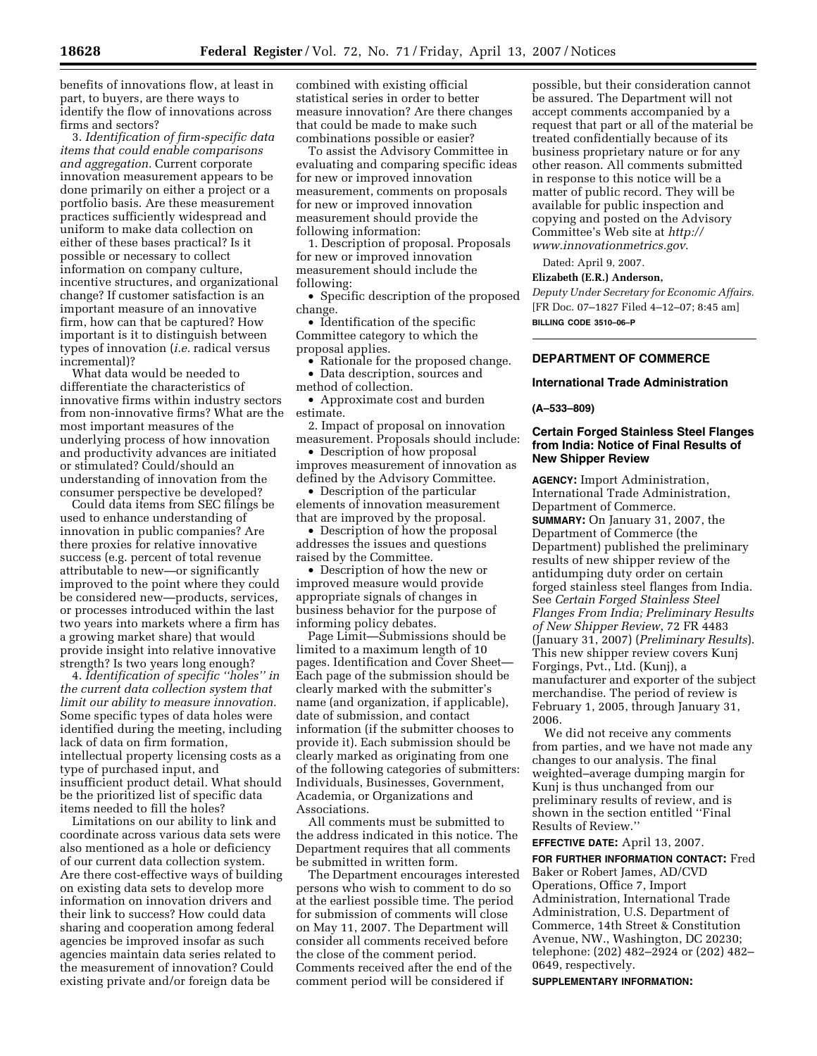benefits of innovations flow, at least in part, to buyers, are there ways to identify the flow of innovations across firms and sectors?

3. *Identification of firm-specific data items that could enable comparisons and aggregation.* Current corporate innovation measurement appears to be done primarily on either a project or a portfolio basis. Are these measurement practices sufficiently widespread and uniform to make data collection on either of these bases practical? Is it possible or necessary to collect information on company culture, incentive structures, and organizational change? If customer satisfaction is an important measure of an innovative firm, how can that be captured? How important is it to distinguish between types of innovation (*i.e.* radical versus incremental)?

What data would be needed to differentiate the characteristics of innovative firms within industry sectors from non-innovative firms? What are the most important measures of the underlying process of how innovation and productivity advances are initiated or stimulated? Could/should an understanding of innovation from the consumer perspective be developed?

Could data items from SEC filings be used to enhance understanding of innovation in public companies? Are there proxies for relative innovative success (e.g. percent of total revenue attributable to new—or significantly improved to the point where they could be considered new—products, services, or processes introduced within the last two years into markets where a firm has a growing market share) that would provide insight into relative innovative strength? Is two years long enough?

4. *Identification of specific ''holes'' in the current data collection system that limit our ability to measure innovation.* Some specific types of data holes were identified during the meeting, including lack of data on firm formation, intellectual property licensing costs as a type of purchased input, and insufficient product detail. What should be the prioritized list of specific data items needed to fill the holes?

Limitations on our ability to link and coordinate across various data sets were also mentioned as a hole or deficiency of our current data collection system. Are there cost-effective ways of building on existing data sets to develop more information on innovation drivers and their link to success? How could data sharing and cooperation among federal agencies be improved insofar as such agencies maintain data series related to the measurement of innovation? Could existing private and/or foreign data be combined with existing official statistical series in order to better measure innovation? Are there changes that could be made to make such combinations possible or easier?

To assist the Advisory Committee in evaluating and comparing specific ideas for new or improved innovation measurement, comments on proposals for new or improved innovation measurement should provide the following information:

1. Description of proposal. Proposals for new or improved innovation measurement should include the following:

- Specific description of the proposed change.
- Identification of the specific Committee category to which the proposal applies.
- Rationale for the proposed change.
- Data description, sources and method of collection.
- Approximate cost and burden estimate.

2. Impact of proposal on innovation measurement. Proposals should include:

- Description of how proposal improves measurement of innovation as defined by the Advisory Committee.
- Description of the particular elements of innovation measurement that are improved by the proposal.
- Description of how the proposal addresses the issues and questions raised by the Committee.
- Description of how the new or improved measure would provide appropriate signals of changes in business behavior for the purpose of informing policy debates.

Page Limit—Submissions should be limited to a maximum length of 10 pages. Identification and Cover Sheet—Each page of the submission should be clearly marked with the submitter's name (and organization, if applicable), date of submission, and contact information (if the submitter chooses to provide it). Each submission should be clearly marked as originating from one of the following categories of submitters: Individuals, Businesses, Government, Academia, or Organizations and Associations.

All comments must be submitted to the address indicated in this notice. The Department requires that all comments be submitted in written form.

The Department encourages interested persons who wish to comment to do so at the earliest possible time. The period for submission of comments will close on May 11, 2007. The Department will consider all comments received before the close of the comment period. Comments received after the end of the comment period will be considered if possible, but their consideration cannot be assured. The Department will not accept comments accompanied by a request that part or all of the material be treated confidentially because of its business proprietary nature or for any other reason. All comments submitted in response to this notice will be a matter of public record. They will be available for public inspection and copying and posted on the Advisory Committee's Web site at *http://www.innovationmetrics.gov*.

Dated: April 9, 2007.

**Elizabeth (E.R.) Anderson,**

*Deputy Under Secretary for Economic Affairs.*

[FR Doc. 07–1827 Filed 4–12–07; 8:45 am]

**BILLING CODE 3510–06–P**

## DEPARTMENT OF COMMERCE

### International Trade Administration

**(A–533–809)**

### Certain Forged Stainless Steel Flanges from India: Notice of Final Results of New Shipper Review

**AGENCY:** Import Administration, International Trade Administration, Department of Commerce.

**SUMMARY:** On January 31, 2007, the Department of Commerce (the Department) published the preliminary results of new shipper review of the antidumping duty order on certain forged stainless steel flanges from India. See *Certain Forged Stainless Steel Flanges From India; Preliminary Results of New Shipper Review*, 72 FR 4483 (January 31, 2007) (*Preliminary Results*). This new shipper review covers Kunj Forgings, Pvt., Ltd. (Kunj), a manufacturer and exporter of the subject merchandise. The period of review is February 1, 2005, through January 31, 2006.

We did not receive any comments from parties, and we have not made any changes to our analysis. The final weighted–average dumping margin for Kunj is thus unchanged from our preliminary results of review, and is shown in the section entitled ''Final Results of Review.''

**EFFECTIVE DATE:** April 13, 2007.

**FOR FURTHER INFORMATION CONTACT:** Fred Baker or Robert James, AD/CVD Operations, Office 7, Import Administration, International Trade Administration, U.S. Department of Commerce, 14th Street & Constitution Avenue, NW., Washington, DC 20230; telephone: (202) 482–2924 or (202) 482–0649, respectively.

**SUPPLEMENTARY INFORMATION:**